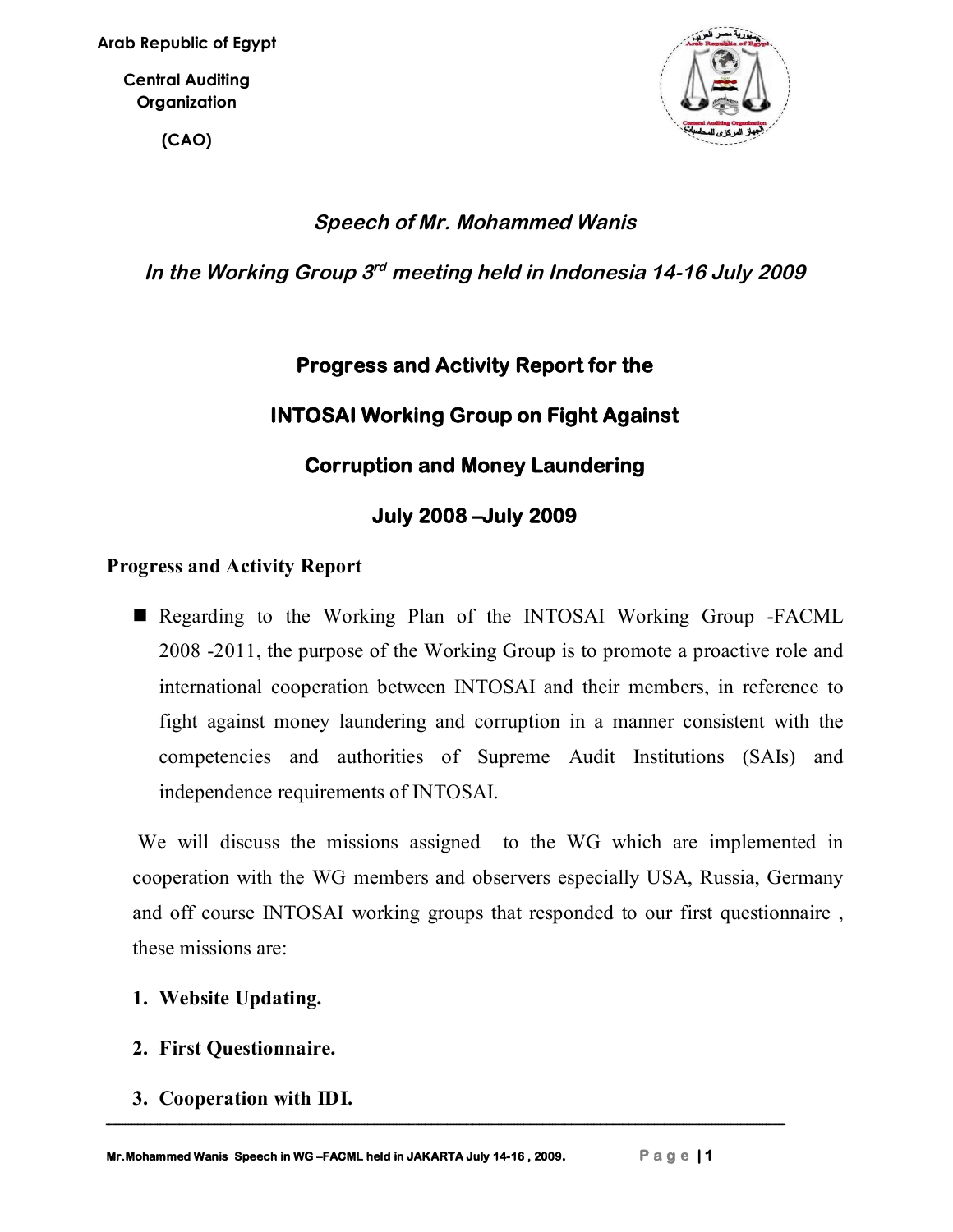Arab Republic of Egypt

Central Auditing Organization

(CAO)

*Speech of Mr. Mohammed Wanis*

*In the Working Group 3rd meeting held in Indonesia 14-16 July 2009*

## Progress and Activity Report for the INTOSAI Working Group on Fight Against Corruption and Money Laundering July 2008 –July 2009

**Progress and Activity Report**

- Regarding to the Working Plan of the INTOSAI Working Group -FACML 2008 -2011, the purpose of the Working Group is to promote a proactive role and international cooperation between INTOSAI and their members, in reference to fight against money laundering and corruption in a manner consistent with the competencies and authorities of Supreme Audit Institutions (SAIs) and independence requirements of INTOSAI.

We will discuss the missions assigned to the WG which are implemented in cooperation with the WG members and observers especially USA, Russia, Germany and off course INTOSAI working groups that responded to our first questionnaire , these missions are:

1. **Website Updating.**
2. **First Questionnaire.**
3. **Cooperation with IDI.**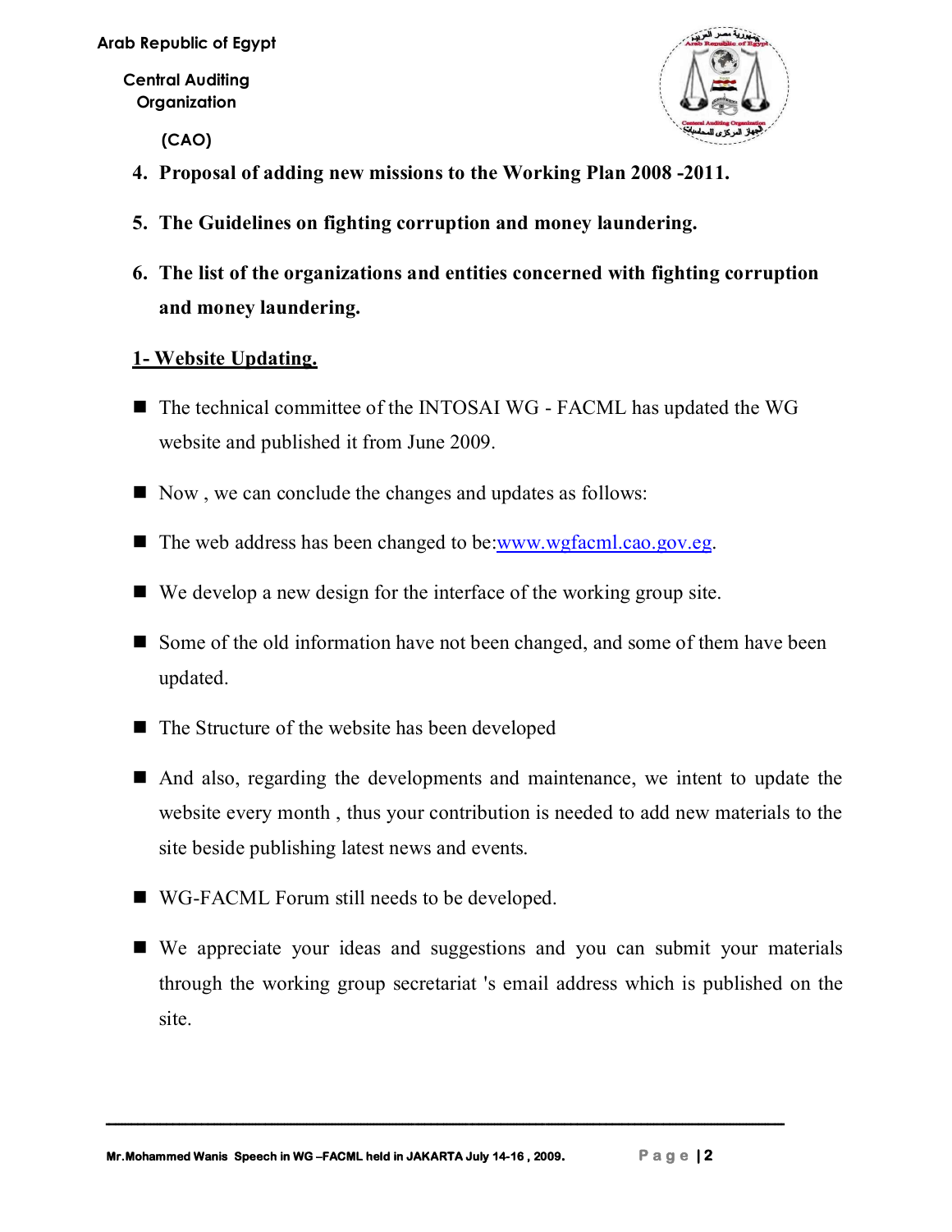4. **Proposal of adding new missions to the Working Plan 2008 -2011.**

5. **The Guidelines on fighting corruption and money laundering.**

6. **The list of the organizations and entities concerned with fighting corruption and money laundering.**

## 1- Website Updating.

- The technical committee of the INTOSAI WG - FACML has updated the WG website and published it from June 2009.
- Now , we can conclude the changes and updates as follows:
- The web address has been changed to be:www.wgfacml.cao.gov.eg.
- We develop a new design for the interface of the working group site.
- Some of the old information have not been changed, and some of them have been updated.
- The Structure of the website has been developed
- And also, regarding the developments and maintenance, we intent to update the website every month , thus your contribution is needed to add new materials to the site beside publishing latest news and events.
- WG-FACML Forum still needs to be developed.
- We appreciate your ideas and suggestions and you can submit your materials through the working group secretariat 's email address which is published on the site.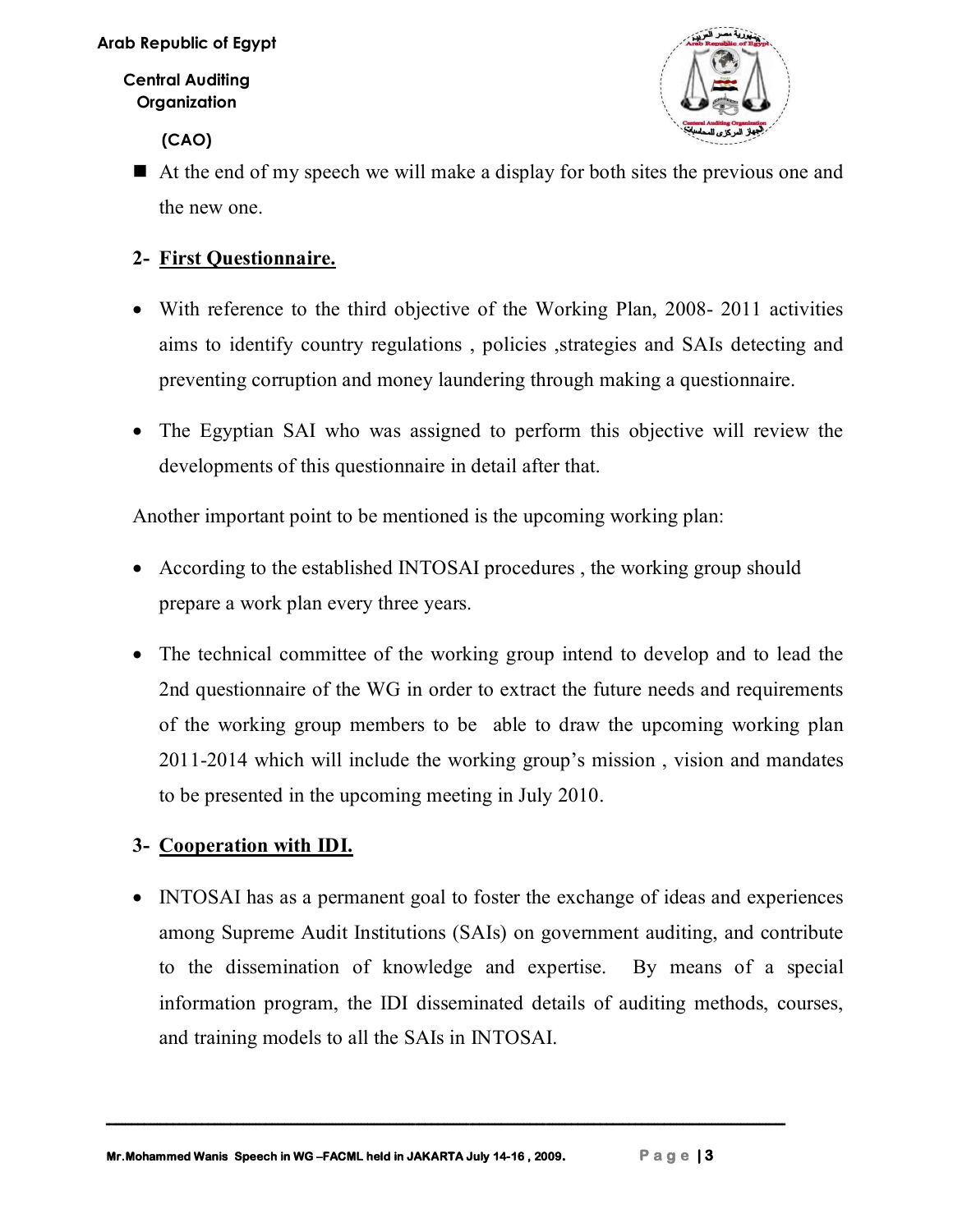- At the end of my speech we will make a display for both sites the previous one and the new one.

## 2- First Questionnaire.

- With reference to the third objective of the Working Plan, 2008- 2011 activities aims to identify country regulations , policies ,strategies and SAIs detecting and preventing corruption and money laundering through making a questionnaire.
- The Egyptian SAI who was assigned to perform this objective will review the developments of this questionnaire in detail after that.

Another important point to be mentioned is the upcoming working plan:

- According to the established INTOSAI procedures , the working group should prepare a work plan every three years.
- The technical committee of the working group intend to develop and to lead the 2nd questionnaire of the WG in order to extract the future needs and requirements of the working group members to be able to draw the upcoming working plan 2011-2014 which will include the working group's mission , vision and mandates to be presented in the upcoming meeting in July 2010.

## 3- Cooperation with IDI.

- INTOSAI has as a permanent goal to foster the exchange of ideas and experiences among Supreme Audit Institutions (SAIs) on government auditing, and contribute to the dissemination of knowledge and expertise. By means of a special information program, the IDI disseminated details of auditing methods, courses, and training models to all the SAIs in INTOSAI.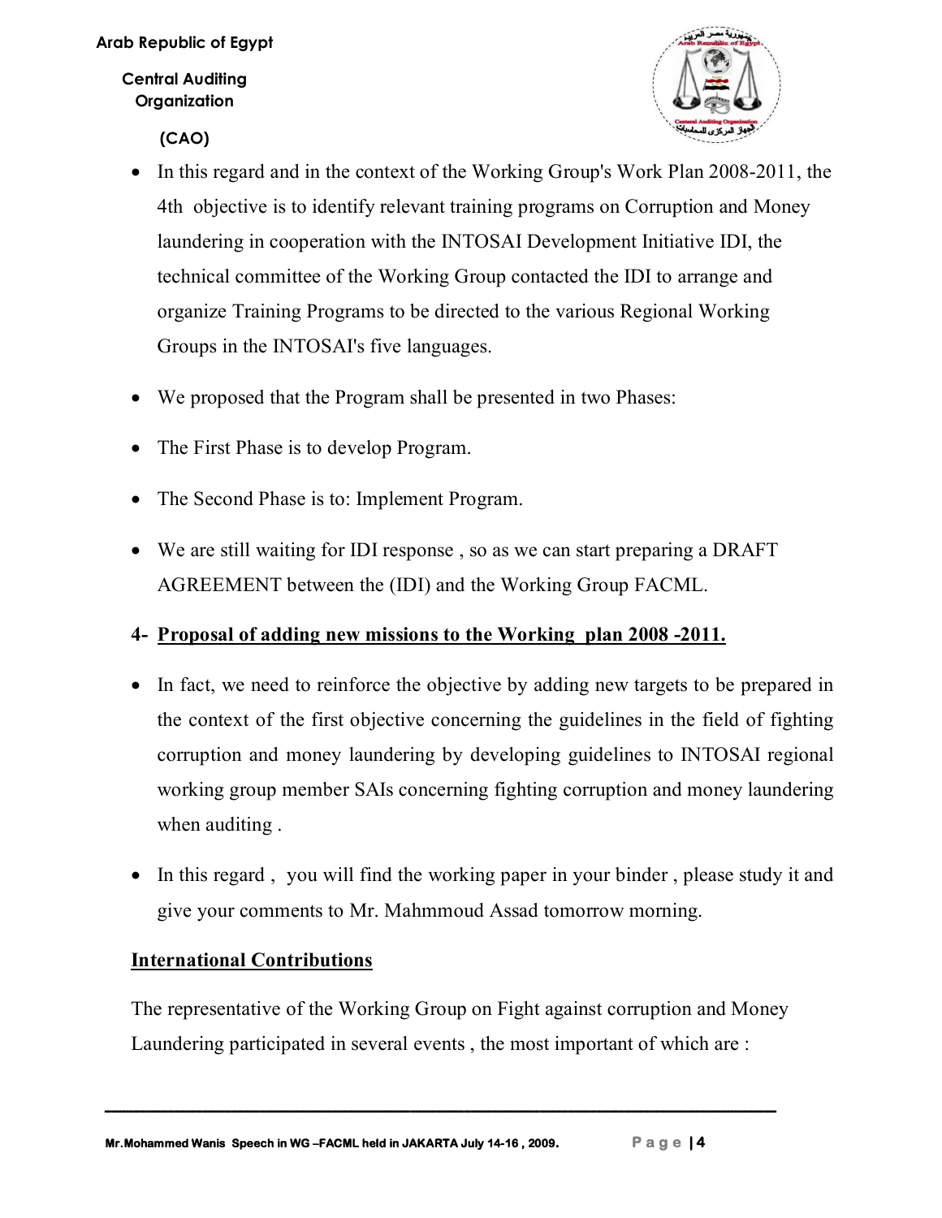- In this regard and in the context of the Working Group's Work Plan 2008-2011, the 4th objective is to identify relevant training programs on Corruption and Money laundering in cooperation with the INTOSAI Development Initiative IDI, the technical committee of the Working Group contacted the IDI to arrange and organize Training Programs to be directed to the various Regional Working Groups in the INTOSAI's five languages.
- We proposed that the Program shall be presented in two Phases:
- The First Phase is to develop Program.
- The Second Phase is to: Implement Program.
- We are still waiting for IDI response , so as we can start preparing a DRAFT AGREEMENT between the (IDI) and the Working Group FACML.

**4- <u>Proposal of adding new missions to the Working plan 2008 -2011.</u>**

- In fact, we need to reinforce the objective by adding new targets to be prepared in the context of the first objective concerning the guidelines in the field of fighting corruption and money laundering by developing guidelines to INTOSAI regional working group member SAIs concerning fighting corruption and money laundering when auditing .
- In this regard , you will find the working paper in your binder , please study it and give your comments to Mr. Mahmmoud Assad tomorrow morning.

## <u>International Contributions</u>

The representative of the Working Group on Fight against corruption and Money Laundering participated in several events , the most important of which are :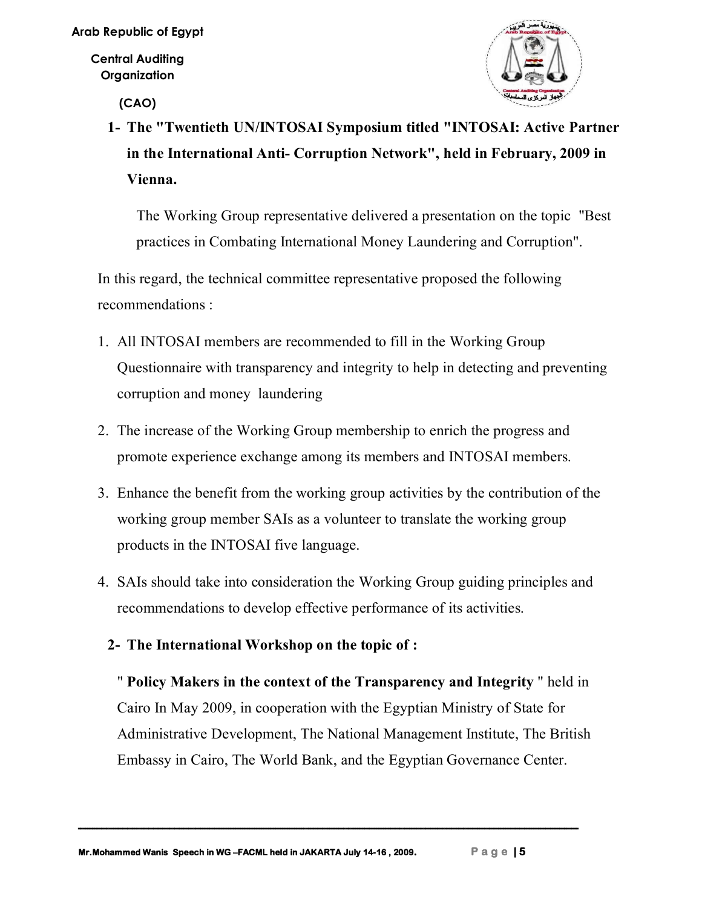1- **The "Twentieth UN/INTOSAI Symposium titled "INTOSAI: Active Partner in the International Anti- Corruption Network", held in February, 2009 in Vienna.**

The Working Group representative delivered a presentation on the topic "Best practices in Combating International Money Laundering and Corruption".

In this regard, the technical committee representative proposed the following recommendations :

1. All INTOSAI members are recommended to fill in the Working Group Questionnaire with transparency and integrity to help in detecting and preventing corruption and money laundering
2. The increase of the Working Group membership to enrich the progress and promote experience exchange among its members and INTOSAI members.
3. Enhance the benefit from the working group activities by the contribution of the working group member SAIs as a volunteer to translate the working group products in the INTOSAI five language.
4. SAIs should take into consideration the Working Group guiding principles and recommendations to develop effective performance of its activities.

2- **The International Workshop on the topic of :**

" **Policy Makers in the context of the Transparency and Integrity** " held in Cairo In May 2009, in cooperation with the Egyptian Ministry of State for Administrative Development, The National Management Institute, The British Embassy in Cairo, The World Bank, and the Egyptian Governance Center.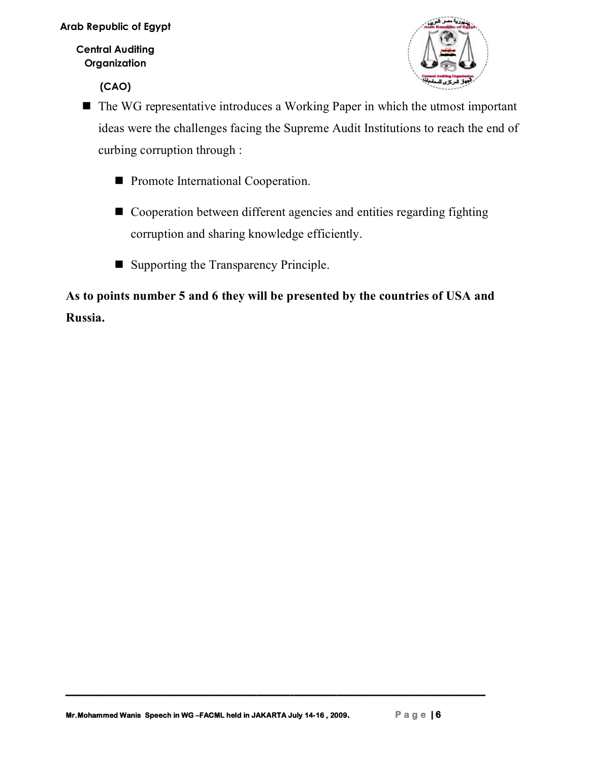- The WG representative introduces a Working Paper in which the utmost important ideas were the challenges facing the Supreme Audit Institutions to reach the end of curbing corruption through :
  - Promote International Cooperation.
  - Cooperation between different agencies and entities regarding fighting corruption and sharing knowledge efficiently.
  - Supporting the Transparency Principle.

**As to points number 5 and 6 they will be presented by the countries of USA and Russia.**